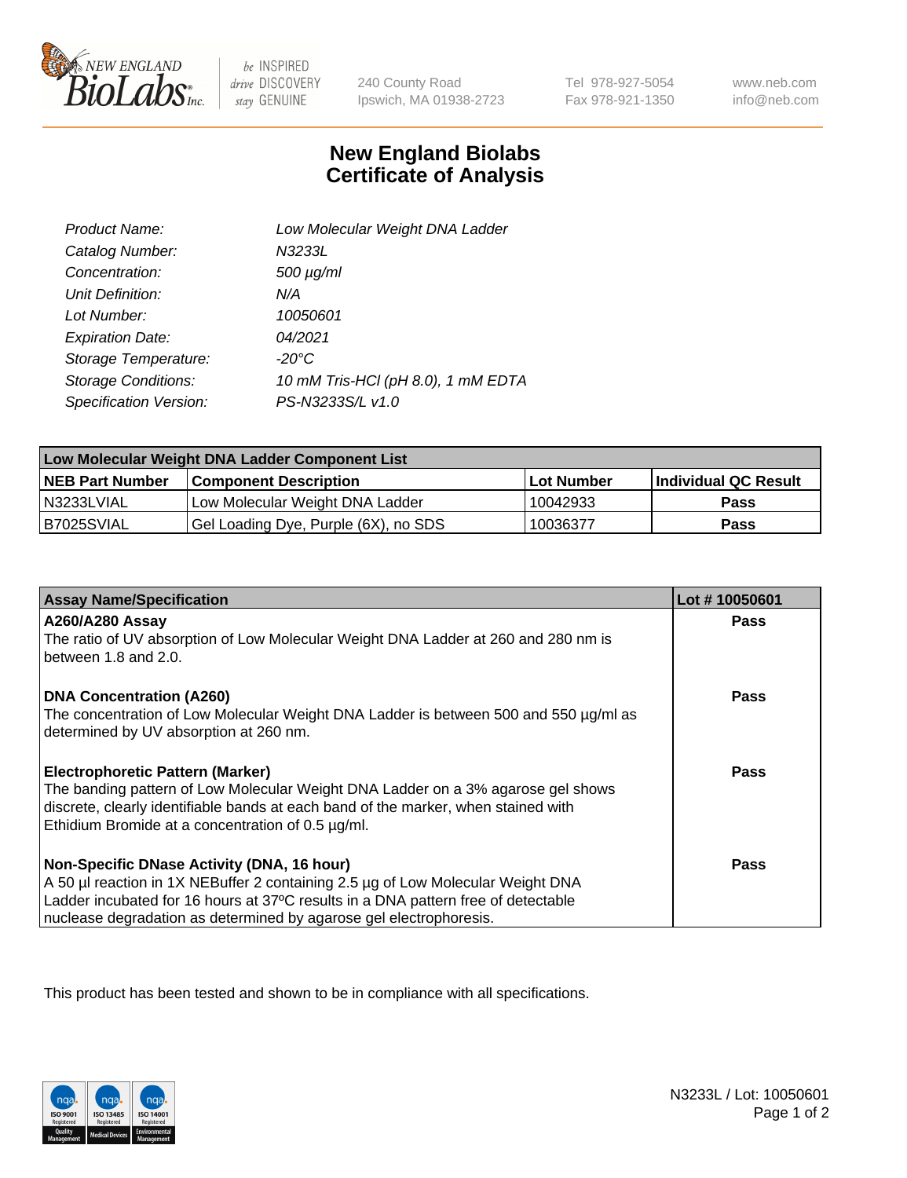240 County Road
Ipswich, MA 01938-2723

Tel 978-927-5054
Fax 978-921-1350

www.neb.com
info@neb.com

# New England Biolabs
# Certificate of Analysis

| | |
|---|---|
| *Product Name:* | *Low Molecular Weight DNA Ladder* |
| *Catalog Number:* | *N3233L* |
| *Concentration:* | *500 µg/ml* |
| *Unit Definition:* | *N/A* |
| *Lot Number:* | *10050601* |
| *Expiration Date:* | *04/2021* |
| *Storage Temperature:* | *-20°C* |
| *Storage Conditions:* | *10 mM Tris-HCl (pH 8.0), 1 mM EDTA* |
| *Specification Version:* | *PS-N3233S/L v1.0* |

| Low Molecular Weight DNA Ladder Component List | | | |
|---|---|---|---|
| **NEB Part Number** | **Component Description** | **Lot Number** | **Individual QC Result** |
| N3233LVIAL | Low Molecular Weight DNA Ladder | 10042933 | **Pass** |
| B7025SVIAL | Gel Loading Dye, Purple (6X), no SDS | 10036377 | **Pass** |

| Assay Name/Specification | Lot # 10050601 |
|---|---|
| **A260/A280 Assay**<br>The ratio of UV absorption of Low Molecular Weight DNA Ladder at 260 and 280 nm is between 1.8 and 2.0. | **Pass** |
| **DNA Concentration (A260)**<br>The concentration of Low Molecular Weight DNA Ladder is between 500 and 550 µg/ml as determined by UV absorption at 260 nm. | **Pass** |
| **Electrophoretic Pattern (Marker)**<br>The banding pattern of Low Molecular Weight DNA Ladder on a 3% agarose gel shows discrete, clearly identifiable bands at each band of the marker, when stained with Ethidium Bromide at a concentration of 0.5 µg/ml. | **Pass** |
| **Non-Specific DNase Activity (DNA, 16 hour)**<br>A 50 µl reaction in 1X NEBuffer 2 containing 2.5 µg of Low Molecular Weight DNA Ladder incubated for 16 hours at 37ºC results in a DNA pattern free of detectable nuclease degradation as determined by agarose gel electrophoresis. | **Pass** |

This product has been tested and shown to be in compliance with all specifications.

N3233L / Lot: 10050601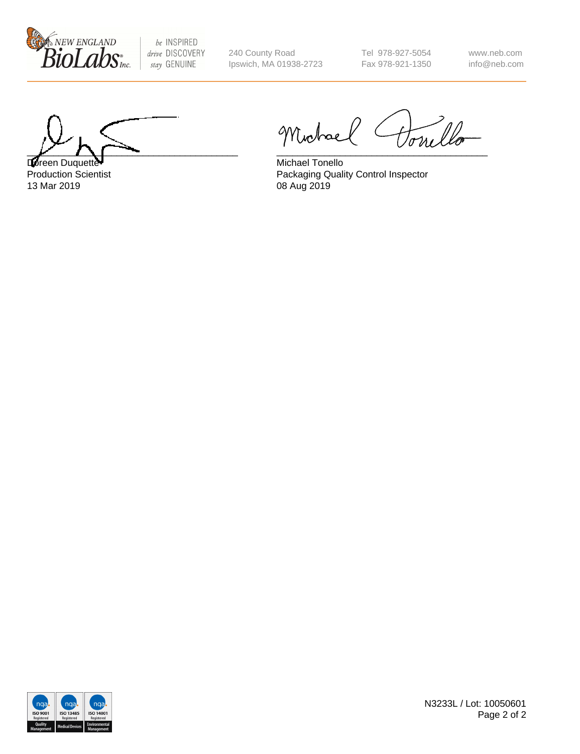240 County Road
Ipswich, MA 01938-2723

Tel 978-927-5054
Fax 978-921-1350

www.neb.com
info@neb.com

Doreen Duquette
Production Scientist
13 Mar 2019

Michael Tonello
Packaging Quality Control Inspector
08 Aug 2019

N3233L / Lot: 10050601